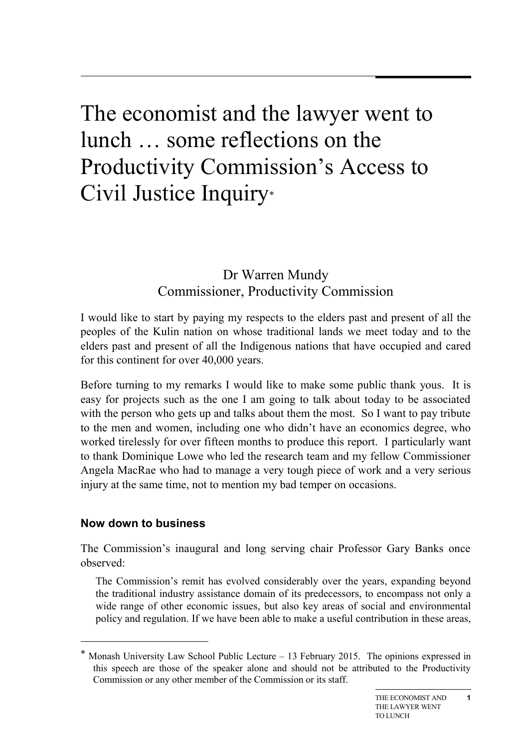# The economist and the lawyer went to lunch … some reflections on the Productivity Commission's Access to Civil Justice Inquiry*

Dr Warren Mundy
Commissioner, Productivity Commission

I would like to start by paying my respects to the elders past and present of all the peoples of the Kulin nation on whose traditional lands we meet today and to the elders past and present of all the Indigenous nations that have occupied and cared for this continent for over 40,000 years.

Before turning to my remarks I would like to make some public thank yous. It is easy for projects such as the one I am going to talk about today to be associated with the person who gets up and talks about them the most. So I want to pay tribute to the men and women, including one who didn't have an economics degree, who worked tirelessly for over fifteen months to produce this report. I particularly want to thank Dominique Lowe who led the research team and my fellow Commissioner Angela MacRae who had to manage a very tough piece of work and a very serious injury at the same time, not to mention my bad temper on occasions.

### Now down to business

The Commission's inaugural and long serving chair Professor Gary Banks once observed:

> The Commission's remit has evolved considerably over the years, expanding beyond the traditional industry assistance domain of its predecessors, to encompass not only a wide range of other economic issues, but also key areas of social and environmental policy and regulation. If we have been able to make a useful contribution in these areas,

---

* Monash University Law School Public Lecture – 13 February 2015. The opinions expressed in this speech are those of the speaker alone and should not be attributed to the Productivity Commission or any other member of the Commission or its staff.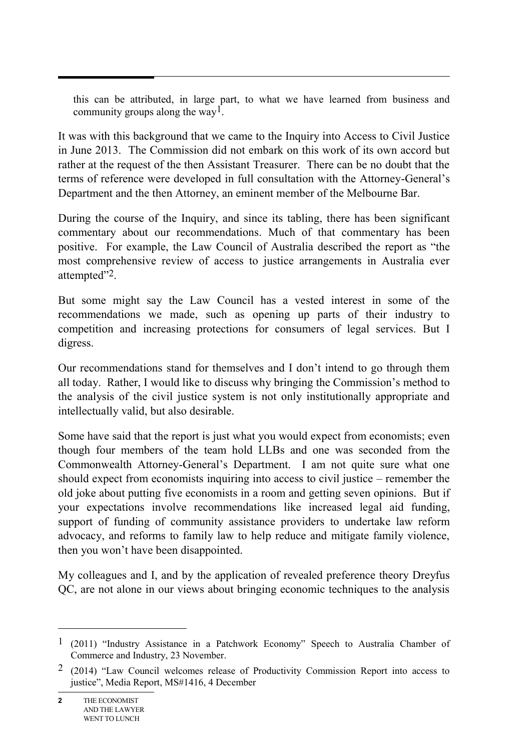> this can be attributed, in large part, to what we have learned from business and community groups along the way[1].

It was with this background that we came to the Inquiry into Access to Civil Justice in June 2013. The Commission did not embark on this work of its own accord but rather at the request of the then Assistant Treasurer. There can be no doubt that the terms of reference were developed in full consultation with the Attorney-General's Department and the then Attorney, an eminent member of the Melbourne Bar.

During the course of the Inquiry, and since its tabling, there has been significant commentary about our recommendations. Much of that commentary has been positive. For example, the Law Council of Australia described the report as "the most comprehensive review of access to justice arrangements in Australia ever attempted"[2].

But some might say the Law Council has a vested interest in some of the recommendations we made, such as opening up parts of their industry to competition and increasing protections for consumers of legal services. But I digress.

Our recommendations stand for themselves and I don't intend to go through them all today. Rather, I would like to discuss why bringing the Commission's method to the analysis of the civil justice system is not only institutionally appropriate and intellectually valid, but also desirable.

Some have said that the report is just what you would expect from economists; even though four members of the team hold LLBs and one was seconded from the Commonwealth Attorney-General's Department. I am not quite sure what one should expect from economists inquiring into access to civil justice – remember the old joke about putting five economists in a room and getting seven opinions. But if your expectations involve recommendations like increased legal aid funding, support of funding of community assistance providers to undertake law reform advocacy, and reforms to family law to help reduce and mitigate family violence, then you won't have been disappointed.

My colleagues and I, and by the application of revealed preference theory Dreyfus QC, are not alone in our views about bringing economic techniques to the analysis

---

[1] (2011) "Industry Assistance in a Patchwork Economy" Speech to Australia Chamber of Commerce and Industry, 23 November.

[2] (2014) "Law Council welcomes release of Productivity Commission Report into access to justice", Media Report, MS#1416, 4 December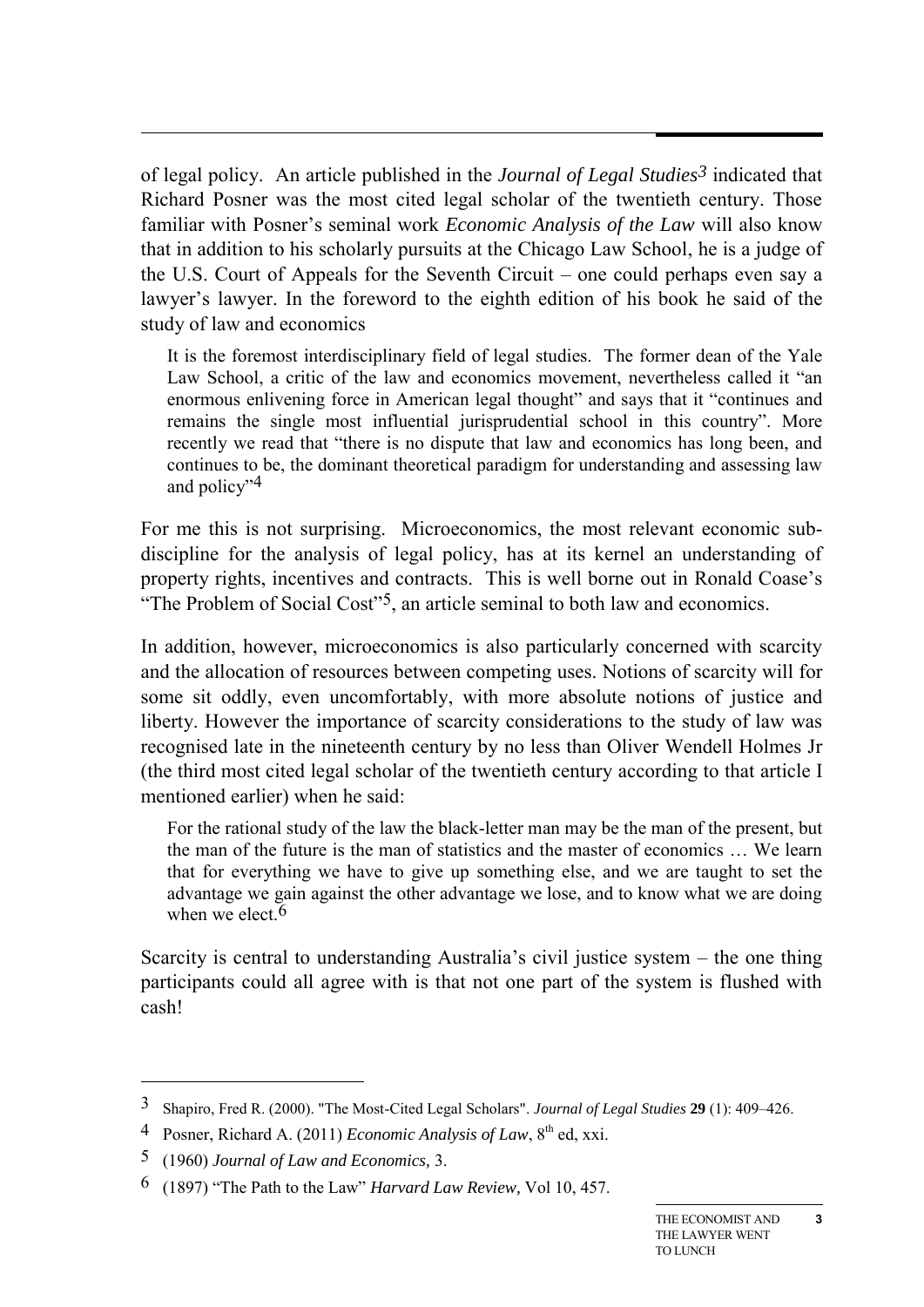of legal policy. An article published in the *Journal of Legal Studies*[3] indicated that Richard Posner was the most cited legal scholar of the twentieth century. Those familiar with Posner's seminal work *Economic Analysis of the Law* will also know that in addition to his scholarly pursuits at the Chicago Law School, he is a judge of the U.S. Court of Appeals for the Seventh Circuit – one could perhaps even say a lawyer's lawyer. In the foreword to the eighth edition of his book he said of the study of law and economics

> It is the foremost interdisciplinary field of legal studies. The former dean of the Yale Law School, a critic of the law and economics movement, nevertheless called it "an enormous enlivening force in American legal thought" and says that it "continues and remains the single most influential jurisprudential school in this country". More recently we read that "there is no dispute that law and economics has long been, and continues to be, the dominant theoretical paradigm for understanding and assessing law and policy"[4]

For me this is not surprising. Microeconomics, the most relevant economic sub-discipline for the analysis of legal policy, has at its kernel an understanding of property rights, incentives and contracts. This is well borne out in Ronald Coase's "The Problem of Social Cost"[5], an article seminal to both law and economics.

In addition, however, microeconomics is also particularly concerned with scarcity and the allocation of resources between competing uses. Notions of scarcity will for some sit oddly, even uncomfortably, with more absolute notions of justice and liberty. However the importance of scarcity considerations to the study of law was recognised late in the nineteenth century by no less than Oliver Wendell Holmes Jr (the third most cited legal scholar of the twentieth century according to that article I mentioned earlier) when he said:

> For the rational study of the law the black-letter man may be the man of the present, but the man of the future is the man of statistics and the master of economics … We learn that for everything we have to give up something else, and we are taught to set the advantage we gain against the other advantage we lose, and to know what we are doing when we elect.[6]

Scarcity is central to understanding Australia's civil justice system – the one thing participants could all agree with is that not one part of the system is flushed with cash!

---

[3] Shapiro, Fred R. (2000). "The Most-Cited Legal Scholars". *Journal of Legal Studies* **29** (1): 409–426.

[4] Posner, Richard A. (2011) *Economic Analysis of Law*, 8th ed, xxi.

[5] (1960) *Journal of Law and Economics,* 3.

[6] (1897) "The Path to the Law" *Harvard Law Review,* Vol 10, 457.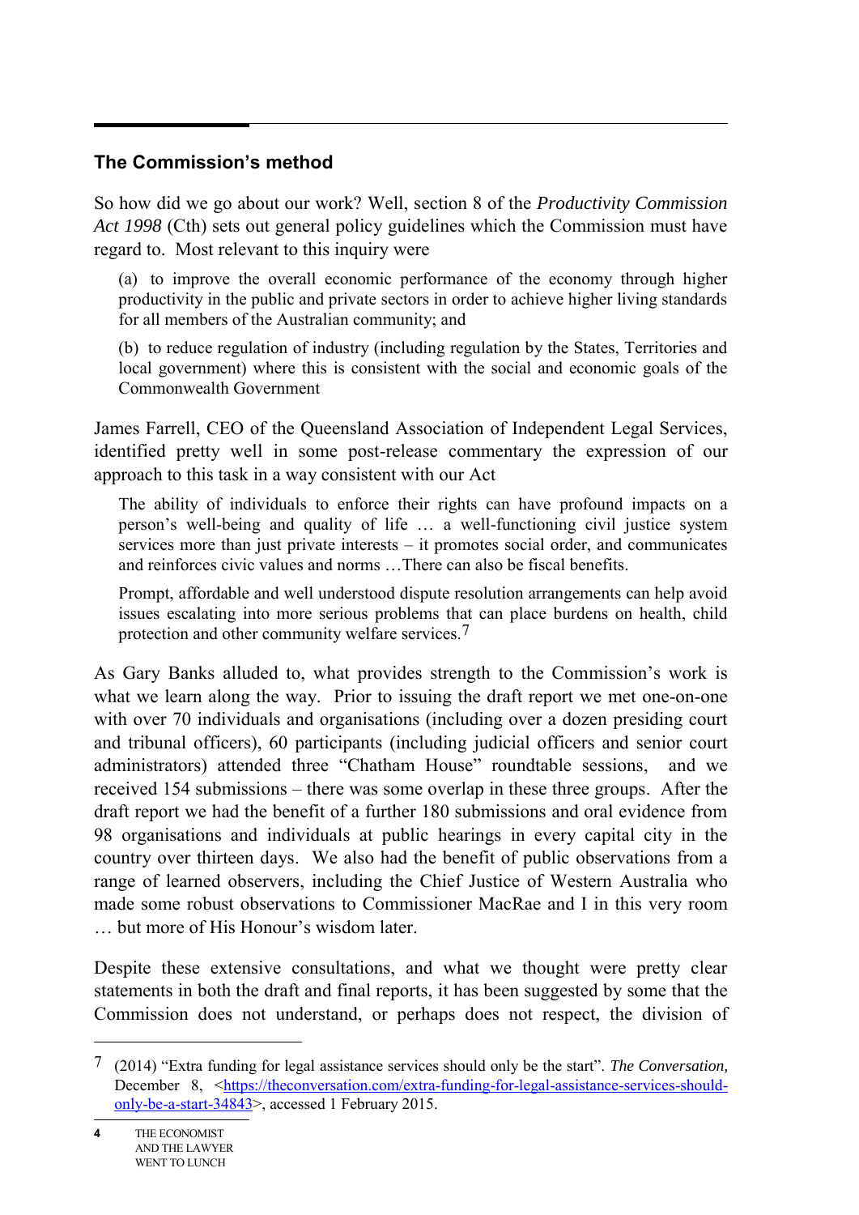## The Commission's method

So how did we go about our work? Well, section 8 of the *Productivity Commission Act 1998* (Cth) sets out general policy guidelines which the Commission must have regard to. Most relevant to this inquiry were

> (a) to improve the overall economic performance of the economy through higher productivity in the public and private sectors in order to achieve higher living standards for all members of the Australian community; and
>
> (b) to reduce regulation of industry (including regulation by the States, Territories and local government) where this is consistent with the social and economic goals of the Commonwealth Government

James Farrell, CEO of the Queensland Association of Independent Legal Services, identified pretty well in some post-release commentary the expression of our approach to this task in a way consistent with our Act

> The ability of individuals to enforce their rights can have profound impacts on a person's well-being and quality of life … a well-functioning civil justice system services more than just private interests – it promotes social order, and communicates and reinforces civic values and norms …There can also be fiscal benefits.
>
> Prompt, affordable and well understood dispute resolution arrangements can help avoid issues escalating into more serious problems that can place burdens on health, child protection and other community welfare services.[7]

As Gary Banks alluded to, what provides strength to the Commission's work is what we learn along the way. Prior to issuing the draft report we met one-on-one with over 70 individuals and organisations (including over a dozen presiding court and tribunal officers), 60 participants (including judicial officers and senior court administrators) attended three "Chatham House" roundtable sessions, and we received 154 submissions – there was some overlap in these three groups. After the draft report we had the benefit of a further 180 submissions and oral evidence from 98 organisations and individuals at public hearings in every capital city in the country over thirteen days. We also had the benefit of public observations from a range of learned observers, including the Chief Justice of Western Australia who made some robust observations to Commissioner MacRae and I in this very room … but more of His Honour's wisdom later.

Despite these extensive consultations, and what we thought were pretty clear statements in both the draft and final reports, it has been suggested by some that the Commission does not understand, or perhaps does not respect, the division of

---

[7] (2014) "Extra funding for legal assistance services should only be the start". *The Conversation,* December 8, <https://theconversation.com/extra-funding-for-legal-assistance-services-should-only-be-a-start-34843>, accessed 1 February 2015.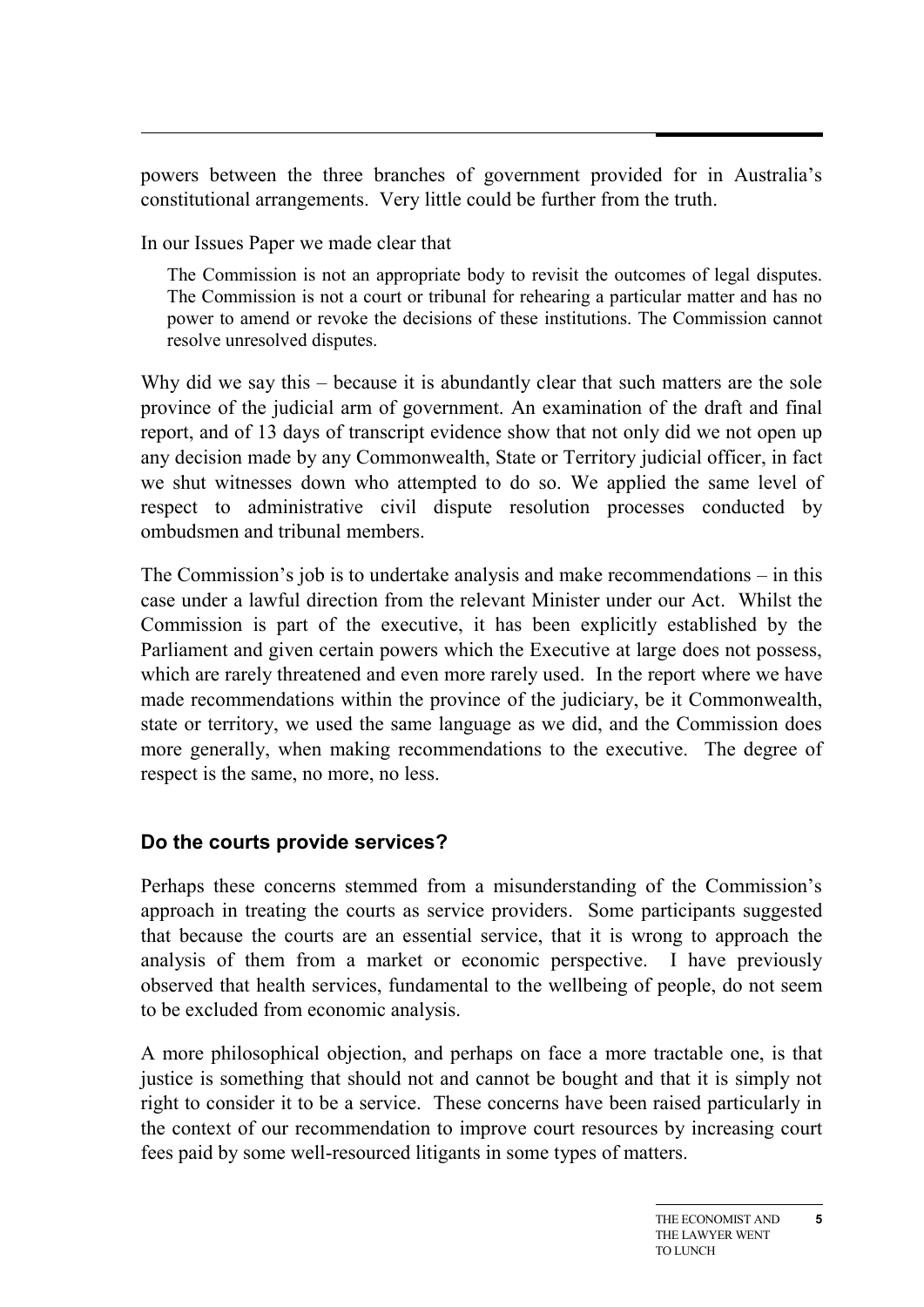powers between the three branches of government provided for in Australia's constitutional arrangements. Very little could be further from the truth.

In our Issues Paper we made clear that

> The Commission is not an appropriate body to revisit the outcomes of legal disputes. The Commission is not a court or tribunal for rehearing a particular matter and has no power to amend or revoke the decisions of these institutions. The Commission cannot resolve unresolved disputes.

Why did we say this – because it is abundantly clear that such matters are the sole province of the judicial arm of government. An examination of the draft and final report, and of 13 days of transcript evidence show that not only did we not open up any decision made by any Commonwealth, State or Territory judicial officer, in fact we shut witnesses down who attempted to do so. We applied the same level of respect to administrative civil dispute resolution processes conducted by ombudsmen and tribunal members.

The Commission's job is to undertake analysis and make recommendations – in this case under a lawful direction from the relevant Minister under our Act. Whilst the Commission is part of the executive, it has been explicitly established by the Parliament and given certain powers which the Executive at large does not possess, which are rarely threatened and even more rarely used. In the report where we have made recommendations within the province of the judiciary, be it Commonwealth, state or territory, we used the same language as we did, and the Commission does more generally, when making recommendations to the executive. The degree of respect is the same, no more, no less.

### Do the courts provide services?

Perhaps these concerns stemmed from a misunderstanding of the Commission's approach in treating the courts as service providers. Some participants suggested that because the courts are an essential service, that it is wrong to approach the analysis of them from a market or economic perspective. I have previously observed that health services, fundamental to the wellbeing of people, do not seem to be excluded from economic analysis.

A more philosophical objection, and perhaps on face a more tractable one, is that justice is something that should not and cannot be bought and that it is simply not right to consider it to be a service. These concerns have been raised particularly in the context of our recommendation to improve court resources by increasing court fees paid by some well-resourced litigants in some types of matters.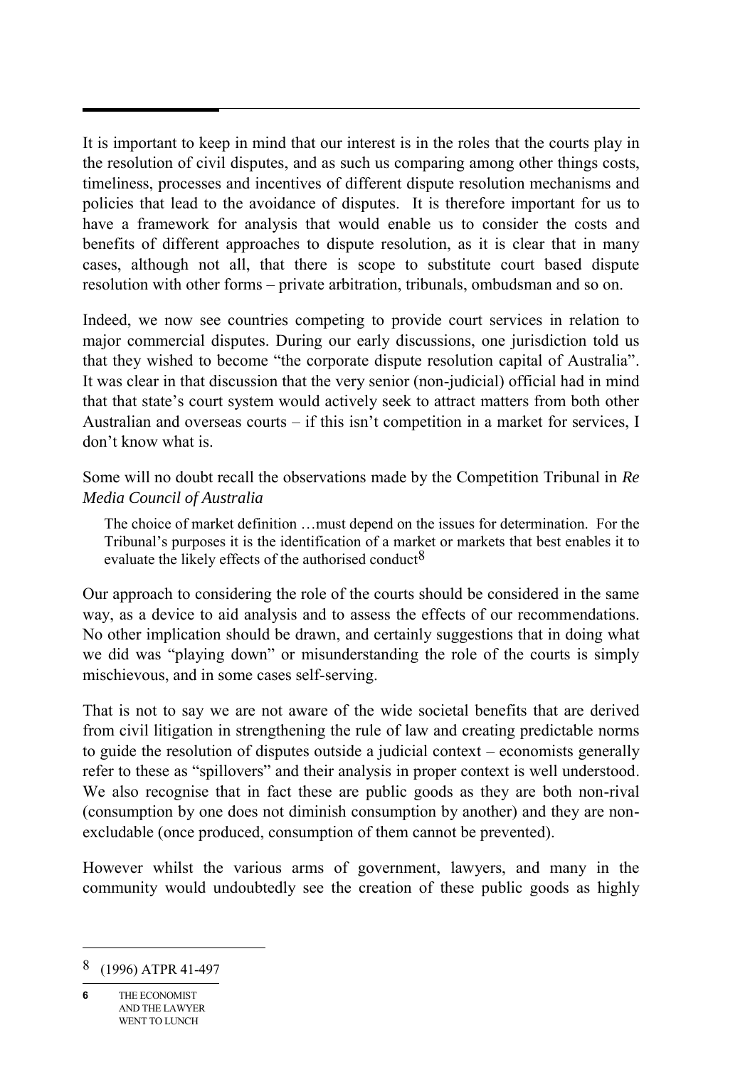It is important to keep in mind that our interest is in the roles that the courts play in the resolution of civil disputes, and as such us comparing among other things costs, timeliness, processes and incentives of different dispute resolution mechanisms and policies that lead to the avoidance of disputes. It is therefore important for us to have a framework for analysis that would enable us to consider the costs and benefits of different approaches to dispute resolution, as it is clear that in many cases, although not all, that there is scope to substitute court based dispute resolution with other forms – private arbitration, tribunals, ombudsman and so on.

Indeed, we now see countries competing to provide court services in relation to major commercial disputes. During our early discussions, one jurisdiction told us that they wished to become "the corporate dispute resolution capital of Australia". It was clear in that discussion that the very senior (non-judicial) official had in mind that that state's court system would actively seek to attract matters from both other Australian and overseas courts – if this isn't competition in a market for services, I don't know what is.

Some will no doubt recall the observations made by the Competition Tribunal in *Re Media Council of Australia*

> The choice of market definition …must depend on the issues for determination. For the Tribunal's purposes it is the identification of a market or markets that best enables it to evaluate the likely effects of the authorised conduct[8]

Our approach to considering the role of the courts should be considered in the same way, as a device to aid analysis and to assess the effects of our recommendations. No other implication should be drawn, and certainly suggestions that in doing what we did was "playing down" or misunderstanding the role of the courts is simply mischievous, and in some cases self-serving.

That is not to say we are not aware of the wide societal benefits that are derived from civil litigation in strengthening the rule of law and creating predictable norms to guide the resolution of disputes outside a judicial context – economists generally refer to these as "spillovers" and their analysis in proper context is well understood. We also recognise that in fact these are public goods as they are both non-rival (consumption by one does not diminish consumption by another) and they are non-excludable (once produced, consumption of them cannot be prevented).

However whilst the various arms of government, lawyers, and many in the community would undoubtedly see the creation of these public goods as highly

---

[8] (1996) ATPR 41-497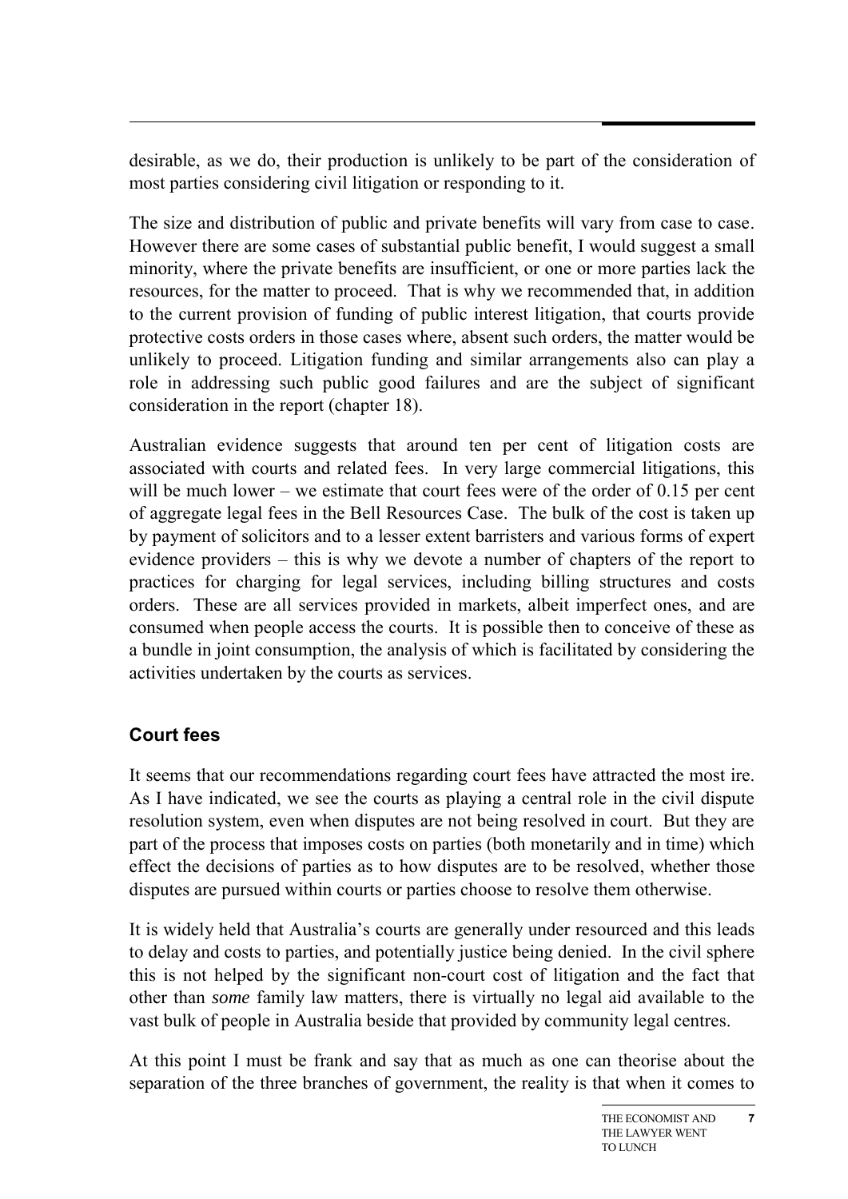desirable, as we do, their production is unlikely to be part of the consideration of most parties considering civil litigation or responding to it.

The size and distribution of public and private benefits will vary from case to case. However there are some cases of substantial public benefit, I would suggest a small minority, where the private benefits are insufficient, or one or more parties lack the resources, for the matter to proceed. That is why we recommended that, in addition to the current provision of funding of public interest litigation, that courts provide protective costs orders in those cases where, absent such orders, the matter would be unlikely to proceed. Litigation funding and similar arrangements also can play a role in addressing such public good failures and are the subject of significant consideration in the report (chapter 18).

Australian evidence suggests that around ten per cent of litigation costs are associated with courts and related fees. In very large commercial litigations, this will be much lower – we estimate that court fees were of the order of 0.15 per cent of aggregate legal fees in the Bell Resources Case. The bulk of the cost is taken up by payment of solicitors and to a lesser extent barristers and various forms of expert evidence providers – this is why we devote a number of chapters of the report to practices for charging for legal services, including billing structures and costs orders. These are all services provided in markets, albeit imperfect ones, and are consumed when people access the courts. It is possible then to conceive of these as a bundle in joint consumption, the analysis of which is facilitated by considering the activities undertaken by the courts as services.

### Court fees

It seems that our recommendations regarding court fees have attracted the most ire. As I have indicated, we see the courts as playing a central role in the civil dispute resolution system, even when disputes are not being resolved in court. But they are part of the process that imposes costs on parties (both monetarily and in time) which effect the decisions of parties as to how disputes are to be resolved, whether those disputes are pursued within courts or parties choose to resolve them otherwise.

It is widely held that Australia's courts are generally under resourced and this leads to delay and costs to parties, and potentially justice being denied. In the civil sphere this is not helped by the significant non-court cost of litigation and the fact that other than *some* family law matters, there is virtually no legal aid available to the vast bulk of people in Australia beside that provided by community legal centres.

At this point I must be frank and say that as much as one can theorise about the separation of the three branches of government, the reality is that when it comes to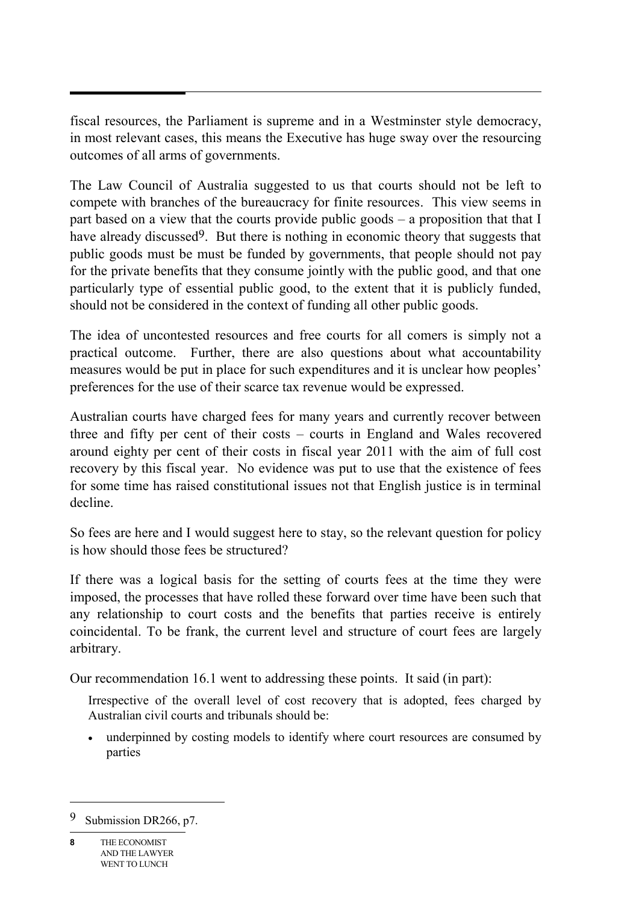fiscal resources, the Parliament is supreme and in a Westminster style democracy, in most relevant cases, this means the Executive has huge sway over the resourcing outcomes of all arms of governments.

The Law Council of Australia suggested to us that courts should not be left to compete with branches of the bureaucracy for finite resources. This view seems in part based on a view that the courts provide public goods – a proposition that that I have already discussed[9]. But there is nothing in economic theory that suggests that public goods must be must be funded by governments, that people should not pay for the private benefits that they consume jointly with the public good, and that one particularly type of essential public good, to the extent that it is publicly funded, should not be considered in the context of funding all other public goods.

The idea of uncontested resources and free courts for all comers is simply not a practical outcome. Further, there are also questions about what accountability measures would be put in place for such expenditures and it is unclear how peoples' preferences for the use of their scarce tax revenue would be expressed.

Australian courts have charged fees for many years and currently recover between three and fifty per cent of their costs – courts in England and Wales recovered around eighty per cent of their costs in fiscal year 2011 with the aim of full cost recovery by this fiscal year. No evidence was put to use that the existence of fees for some time has raised constitutional issues not that English justice is in terminal decline.

So fees are here and I would suggest here to stay, so the relevant question for policy is how should those fees be structured?

If there was a logical basis for the setting of courts fees at the time they were imposed, the processes that have rolled these forward over time have been such that any relationship to court costs and the benefits that parties receive is entirely coincidental. To be frank, the current level and structure of court fees are largely arbitrary.

Our recommendation 16.1 went to addressing these points. It said (in part):

> Irrespective of the overall level of cost recovery that is adopted, fees charged by Australian civil courts and tribunals should be:
>
> - underpinned by costing models to identify where court resources are consumed by parties

---

[9] Submission DR266, p7.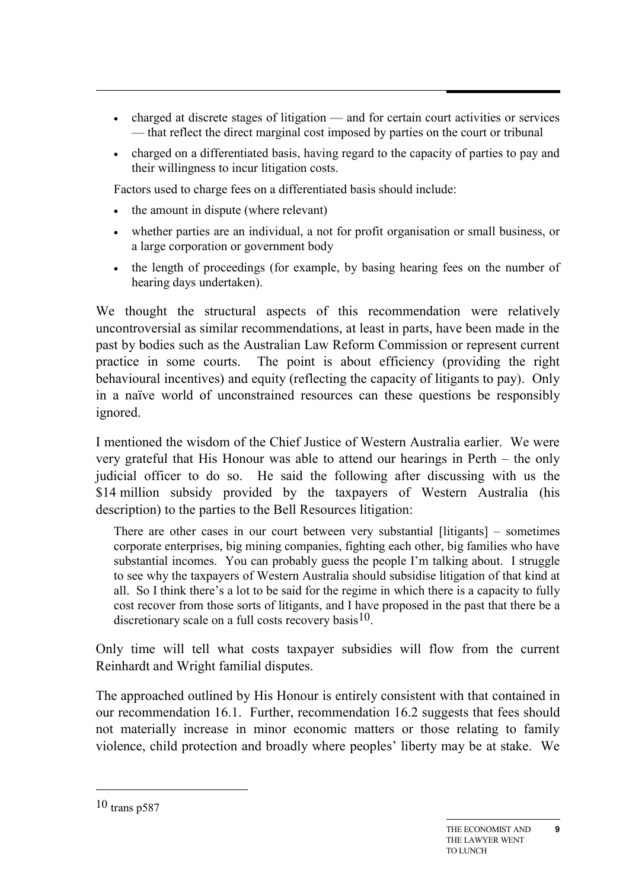- charged at discrete stages of litigation — and for certain court activities or services — that reflect the direct marginal cost imposed by parties on the court or tribunal
- charged on a differentiated basis, having regard to the capacity of parties to pay and their willingness to incur litigation costs.

Factors used to charge fees on a differentiated basis should include:

- the amount in dispute (where relevant)
- whether parties are an individual, a not for profit organisation or small business, or a large corporation or government body
- the length of proceedings (for example, by basing hearing fees on the number of hearing days undertaken).

We thought the structural aspects of this recommendation were relatively uncontroversial as similar recommendations, at least in parts, have been made in the past by bodies such as the Australian Law Reform Commission or represent current practice in some courts. The point is about efficiency (providing the right behavioural incentives) and equity (reflecting the capacity of litigants to pay). Only in a naïve world of unconstrained resources can these questions be responsibly ignored.

I mentioned the wisdom of the Chief Justice of Western Australia earlier. We were very grateful that His Honour was able to attend our hearings in Perth – the only judicial officer to do so. He said the following after discussing with us the $14 million subsidy provided by the taxpayers of Western Australia (his description) to the parties to the Bell Resources litigation:

> There are other cases in our court between very substantial [litigants] – sometimes corporate enterprises, big mining companies, fighting each other, big families who have substantial incomes. You can probably guess the people I'm talking about. I struggle to see why the taxpayers of Western Australia should subsidise litigation of that kind at all. So I think there's a lot to be said for the regime in which there is a capacity to fully cost recover from those sorts of litigants, and I have proposed in the past that there be a discretionary scale on a full costs recovery basis[10].

Only time will tell what costs taxpayer subsidies will flow from the current Reinhardt and Wright familial disputes.

The approached outlined by His Honour is entirely consistent with that contained in our recommendation 16.1. Further, recommendation 16.2 suggests that fees should not materially increase in minor economic matters or those relating to family violence, child protection and broadly where peoples' liberty may be at stake. We

---

[10] trans p587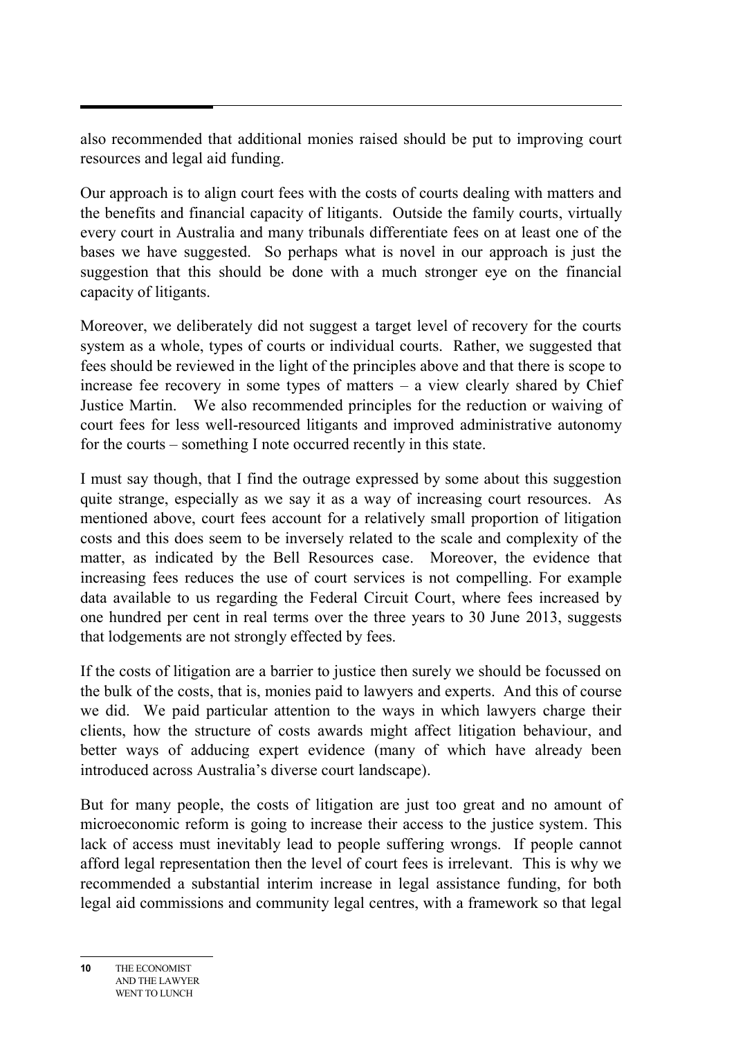also recommended that additional monies raised should be put to improving court resources and legal aid funding.

Our approach is to align court fees with the costs of courts dealing with matters and the benefits and financial capacity of litigants. Outside the family courts, virtually every court in Australia and many tribunals differentiate fees on at least one of the bases we have suggested. So perhaps what is novel in our approach is just the suggestion that this should be done with a much stronger eye on the financial capacity of litigants.

Moreover, we deliberately did not suggest a target level of recovery for the courts system as a whole, types of courts or individual courts. Rather, we suggested that fees should be reviewed in the light of the principles above and that there is scope to increase fee recovery in some types of matters – a view clearly shared by Chief Justice Martin. We also recommended principles for the reduction or waiving of court fees for less well-resourced litigants and improved administrative autonomy for the courts – something I note occurred recently in this state.

I must say though, that I find the outrage expressed by some about this suggestion quite strange, especially as we say it as a way of increasing court resources. As mentioned above, court fees account for a relatively small proportion of litigation costs and this does seem to be inversely related to the scale and complexity of the matter, as indicated by the Bell Resources case. Moreover, the evidence that increasing fees reduces the use of court services is not compelling. For example data available to us regarding the Federal Circuit Court, where fees increased by one hundred per cent in real terms over the three years to 30 June 2013, suggests that lodgements are not strongly effected by fees.

If the costs of litigation are a barrier to justice then surely we should be focussed on the bulk of the costs, that is, monies paid to lawyers and experts. And this of course we did. We paid particular attention to the ways in which lawyers charge their clients, how the structure of costs awards might affect litigation behaviour, and better ways of adducing expert evidence (many of which have already been introduced across Australia's diverse court landscape).

But for many people, the costs of litigation are just too great and no amount of microeconomic reform is going to increase their access to the justice system. This lack of access must inevitably lead to people suffering wrongs. If people cannot afford legal representation then the level of court fees is irrelevant. This is why we recommended a substantial interim increase in legal assistance funding, for both legal aid commissions and community legal centres, with a framework so that legal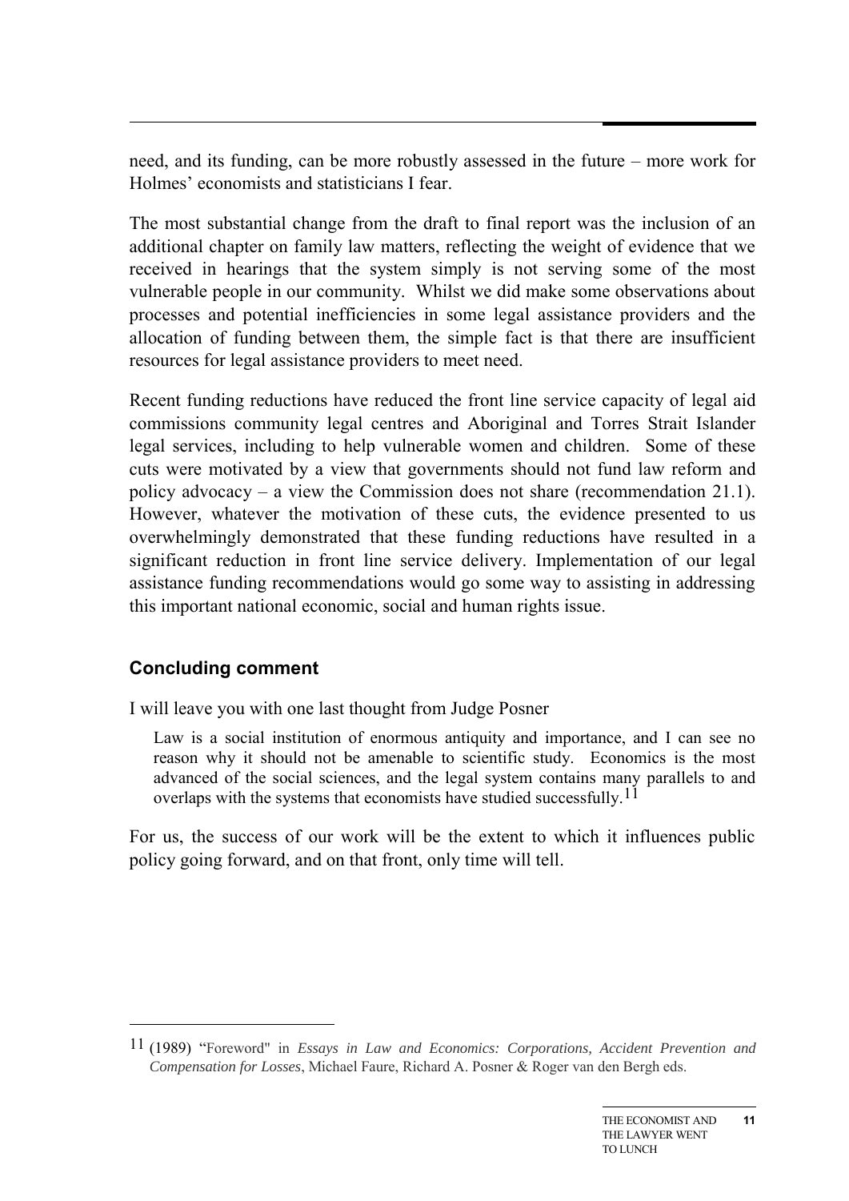need, and its funding, can be more robustly assessed in the future – more work for Holmes' economists and statisticians I fear.

The most substantial change from the draft to final report was the inclusion of an additional chapter on family law matters, reflecting the weight of evidence that we received in hearings that the system simply is not serving some of the most vulnerable people in our community. Whilst we did make some observations about processes and potential inefficiencies in some legal assistance providers and the allocation of funding between them, the simple fact is that there are insufficient resources for legal assistance providers to meet need.

Recent funding reductions have reduced the front line service capacity of legal aid commissions community legal centres and Aboriginal and Torres Strait Islander legal services, including to help vulnerable women and children. Some of these cuts were motivated by a view that governments should not fund law reform and policy advocacy – a view the Commission does not share (recommendation 21.1). However, whatever the motivation of these cuts, the evidence presented to us overwhelmingly demonstrated that these funding reductions have resulted in a significant reduction in front line service delivery. Implementation of our legal assistance funding recommendations would go some way to assisting in addressing this important national economic, social and human rights issue.

### Concluding comment

I will leave you with one last thought from Judge Posner

> Law is a social institution of enormous antiquity and importance, and I can see no reason why it should not be amenable to scientific study. Economics is the most advanced of the social sciences, and the legal system contains many parallels to and overlaps with the systems that economists have studied successfully.[11]

For us, the success of our work will be the extent to which it influences public policy going forward, and on that front, only time will tell.

---

[11] (1989) "Foreword" in *Essays in Law and Economics: Corporations, Accident Prevention and Compensation for Losses*, Michael Faure, Richard A. Posner & Roger van den Bergh eds.